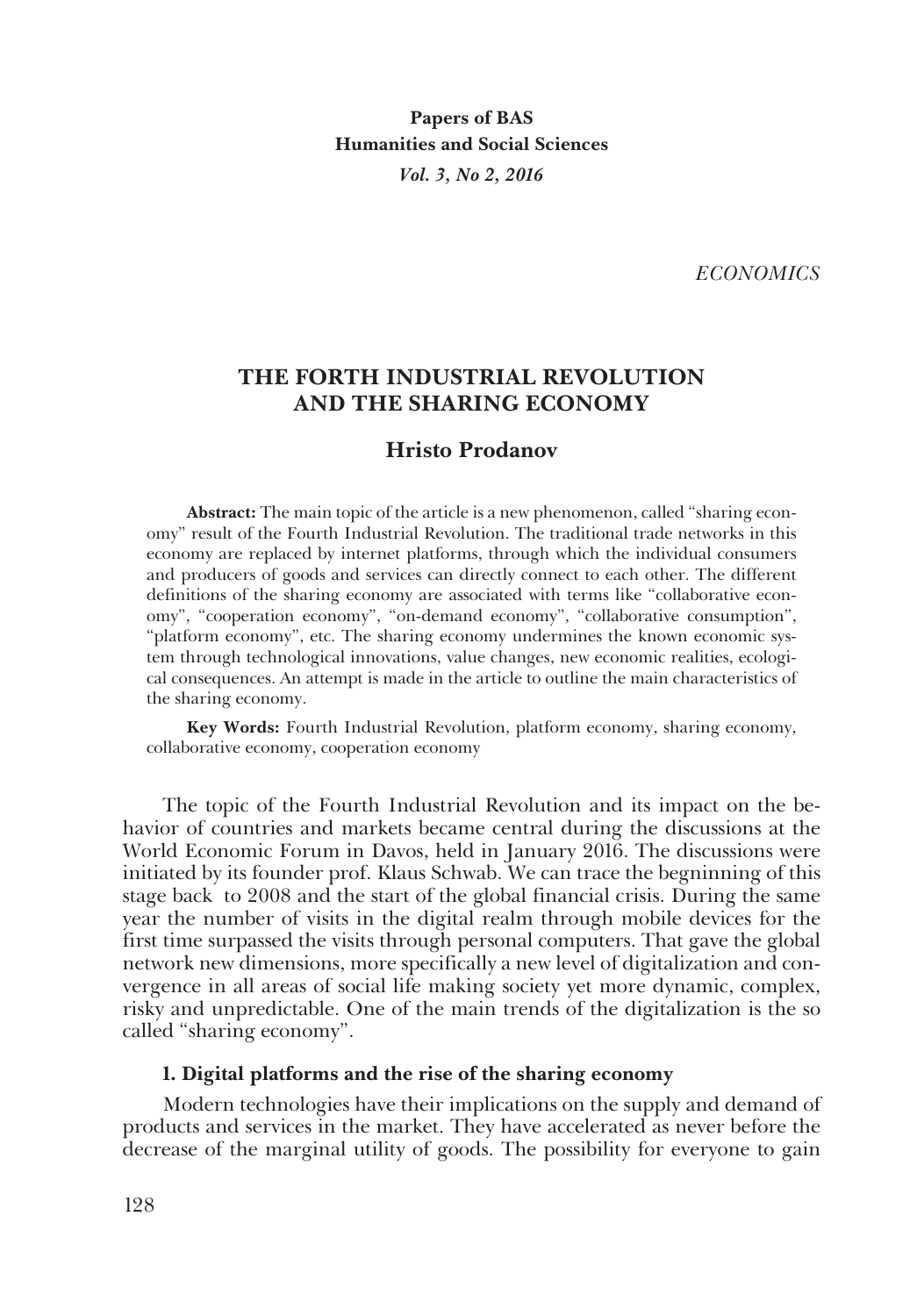**Papers of BAS**
**Humanities and Social Sciences**
*Vol. 3, No 2, 2016*

*ECONOMICS*

# THE FORTH INDUSTRIAL REVOLUTION AND THE SHARING ECONOMY

## Hristo Prodanov

**Abstract:** The main topic of the article is a new phenomenon, called "sharing economy" result of the Fourth Industrial Revolution. The traditional trade networks in this economy are replaced by internet platforms, through which the individual consumers and producers of goods and services can directly connect to each other. The different definitions of the sharing economy are associated with terms like "collaborative economy", "cooperation economy", "on-demand economy", "collaborative consumption", "platform economy", etc. The sharing economy undermines the known economic system through technological innovations, value changes, new economic realities, ecological consequences. An attempt is made in the article to outline the main characteristics of the sharing economy.

**Key Words:** Fourth Industrial Revolution, platform economy, sharing economy, collaborative economy, cooperation economy

The topic of the Fourth Industrial Revolution and its impact on the behavior of countries and markets became central during the discussions at the World Economic Forum in Davos, held in January 2016. The discussions were initiated by its founder prof. Klaus Schwab. We can trace the begninning of this stage back to 2008 and the start of the global financial crisis. During the same year the number of visits in the digital realm through mobile devices for the first time surpassed the visits through personal computers. That gave the global network new dimensions, more specifically a new level of digitalization and convergence in all areas of social life making society yet more dynamic, complex, risky and unpredictable. One of the main trends of the digitalization is the so called "sharing economy".

### 1. Digital platforms and the rise of the sharing economy

Modern technologies have their implications on the supply and demand of products and services in the market. They have accelerated as never before the decrease of the marginal utility of goods. The possibility for everyone to gain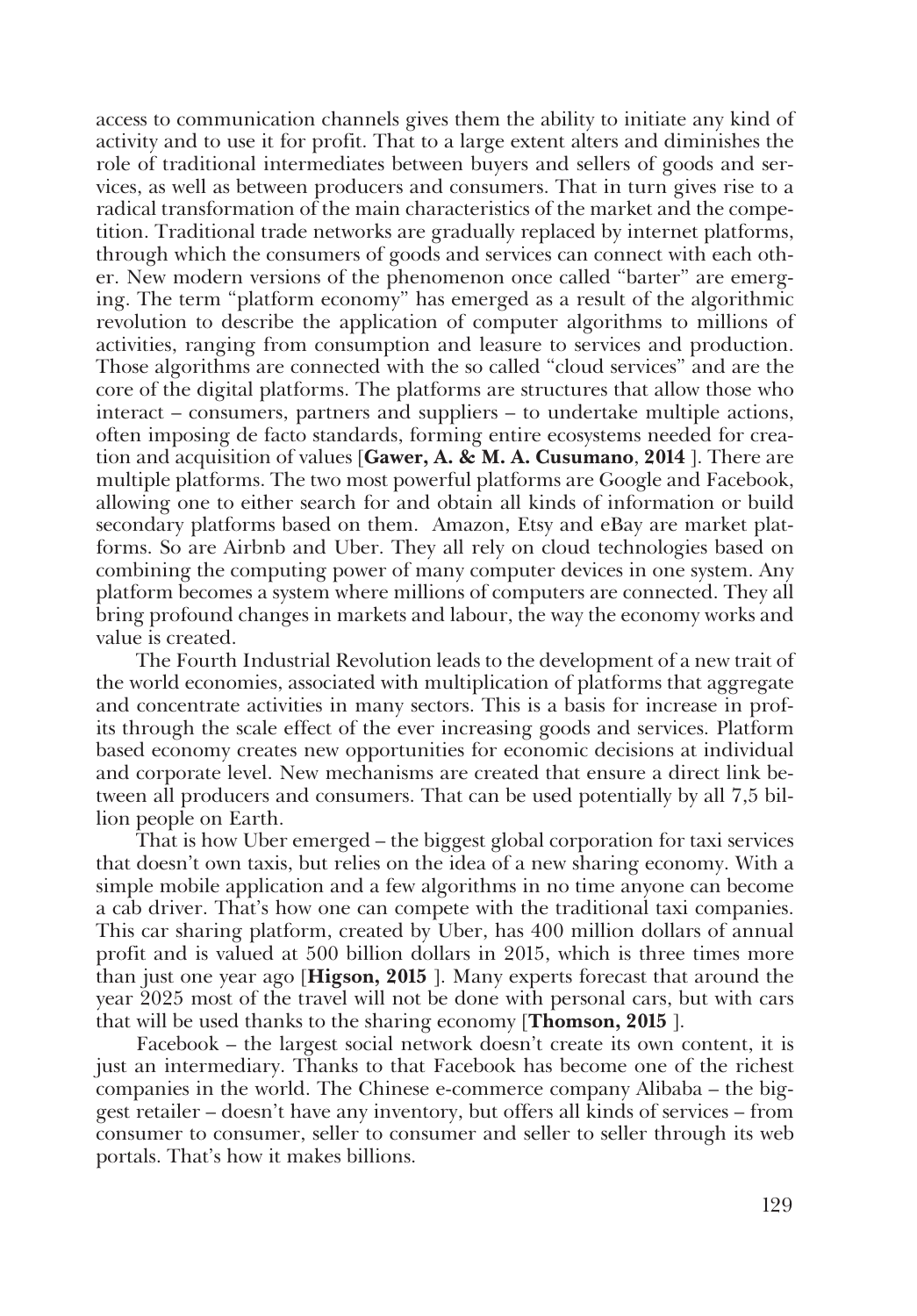access to communication channels gives them the ability to initiate any kind of activity and to use it for profit. That to a large extent alters and diminishes the role of traditional intermediates between buyers and sellers of goods and services, as well as between producers and consumers. That in turn gives rise to a radical transformation of the main characteristics of the market and the competition. Traditional trade networks are gradually replaced by internet platforms, through which the consumers of goods and services can connect with each other. New modern versions of the phenomenon once called "barter" are emerging. The term "platform economy" has emerged as a result of the algorithmic revolution to describe the application of computer algorithms to millions of activities, ranging from consumption and leasure to services and production. Those algorithms are connected with the so called "cloud services" and are the core of the digital platforms. The platforms are structures that allow those who interact – consumers, partners and suppliers – to undertake multiple actions, often imposing de facto standards, forming entire ecosystems needed for creation and acquisition of values [**Gawer, A. & M. A. Cusumano**, **2014** ]. There are multiple platforms. The two most powerful platforms are Google and Facebook, allowing one to either search for and obtain all kinds of information or build secondary platforms based on them. Amazon, Etsy and eBay are market platforms. So are Airbnb and Uber. They all rely on cloud technologies based on combining the computing power of many computer devices in one system. Any platform becomes a system where millions of computers are connected. They all bring profound changes in markets and labour, the way the economy works and value is created.

The Fourth Industrial Revolution leads to the development of a new trait of the world economies, associated with multiplication of platforms that aggregate and concentrate activities in many sectors. This is a basis for increase in profits through the scale effect of the ever increasing goods and services. Platform based economy creates new opportunities for economic decisions at individual and corporate level. New mechanisms are created that ensure a direct link between all producers and consumers. That can be used potentially by all 7,5 billion people on Earth.

That is how Uber emerged – the biggest global corporation for taxi services that doesn't own taxis, but relies on the idea of a new sharing economy. With a simple mobile application and a few algorithms in no time anyone can become a cab driver. That's how one can compete with the traditional taxi companies. This car sharing platform, created by Uber, has 400 million dollars of annual profit and is valued at 500 billion dollars in 2015, which is three times more than just one year ago [**Higson, 2015** ]. Many experts forecast that around the year 2025 most of the travel will not be done with personal cars, but with cars that will be used thanks to the sharing economy [**Thomson, 2015** ].

Facebook – the largest social network doesn't create its own content, it is just an intermediary. Thanks to that Facebook has become one of the richest companies in the world. The Chinese e-commerce company Alibaba – the biggest retailer – doesn't have any inventory, but offers all kinds of services – from consumer to consumer, seller to consumer and seller to seller through its web portals. That's how it makes billions.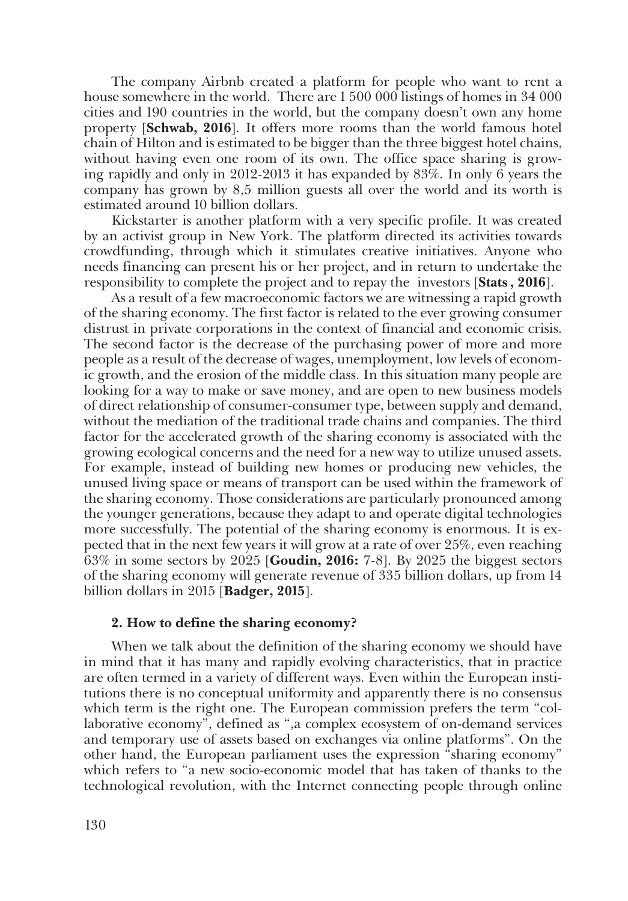The company Airbnb created a platform for people who want to rent a house somewhere in the world. There are 1 500 000 listings of homes in 34 000 cities and 190 countries in the world, but the company doesn't own any home property [**Schwab, 2016**]. It offers more rooms than the world famous hotel chain of Hilton and is estimated to be bigger than the three biggest hotel chains, without having even one room of its own. The office space sharing is growing rapidly and only in 2012-2013 it has expanded by 83%. In only 6 years the company has grown by 8,5 million guests all over the world and its worth is estimated around 10 billion dollars.

Kickstarter is another platform with a very specific profile. It was created by an activist group in New York. The platform directed its activities towards crowdfunding, through which it stimulates creative initiatives. Anyone who needs financing can present his or her project, and in return to undertake the responsibility to complete the project and to repay the investors [**Stats , 2016**].

As a result of a few macroeconomic factors we are witnessing a rapid growth of the sharing economy. The first factor is related to the ever growing consumer distrust in private corporations in the context of financial and economic crisis. The second factor is the decrease of the purchasing power of more and more people as a result of the decrease of wages, unemployment, low levels of economic growth, and the erosion of the middle class. In this situation many people are looking for a way to make or save money, and are open to new business models of direct relationship of consumer-consumer type, between supply and demand, without the mediation of the traditional trade chains and companies. The third factor for the accelerated growth of the sharing economy is associated with the growing ecological concerns and the need for a new way to utilize unused assets. For example, instead of building new homes or producing new vehicles, the unused living space or means of transport can be used within the framework of the sharing economy. Those considerations are particularly pronounced among the younger generations, because they adapt to and operate digital technologies more successfully. The potential of the sharing economy is enormous. It is expected that in the next few years it will grow at a rate of over 25%, even reaching 63% in some sectors by 2025 [**Goudin, 2016:** 7-8]. By 2025 the biggest sectors of the sharing economy will generate revenue of 335 billion dollars, up from 14 billion dollars in 2015 [**Badger, 2015**].

## 2. How to define the sharing economy?

When we talk about the definition of the sharing economy we should have in mind that it has many and rapidly evolving characteristics, that in practice are often termed in a variety of different ways. Even within the European institutions there is no conceptual uniformity and apparently there is no consensus which term is the right one. The European commission prefers the term "collaborative economy", defined as ",a complex ecosystem of on-demand services and temporary use of assets based on exchanges via online platforms". On the other hand, the European parliament uses the expression "sharing economy" which refers to "a new socio-economic model that has taken of thanks to the technological revolution, with the Internet connecting people through online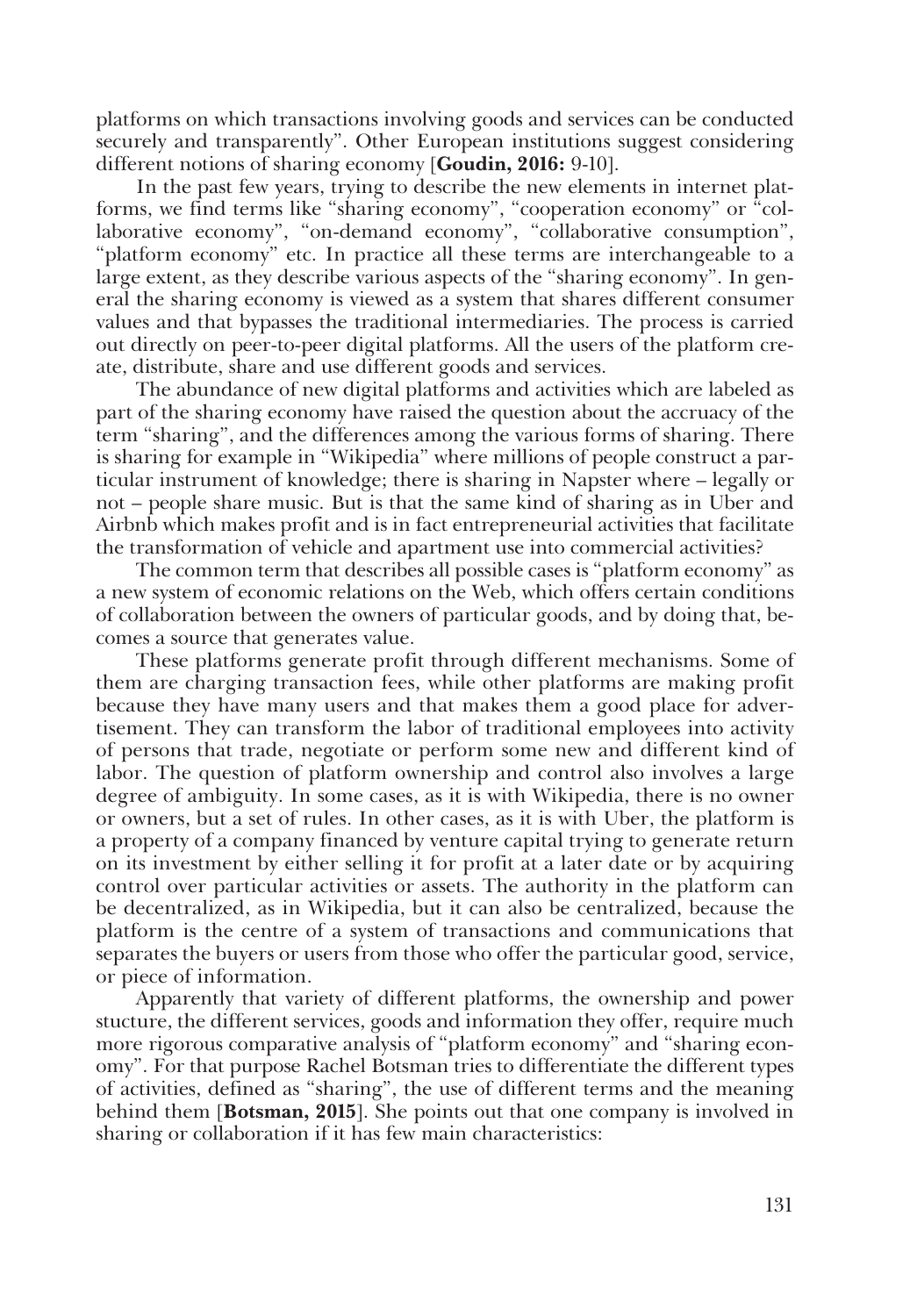platforms on which transactions involving goods and services can be conducted securely and transparently". Other European institutions suggest considering different notions of sharing economy [**Goudin, 2016:** 9-10].

In the past few years, trying to describe the new elements in internet platforms, we find terms like "sharing economy", "cooperation economy" or "collaborative economy", "on-demand economy", "collaborative consumption", "platform economy" etc. In practice all these terms are interchangeable to a large extent, as they describe various aspects of the "sharing economy". In general the sharing economy is viewed as a system that shares different consumer values and that bypasses the traditional intermediaries. The process is carried out directly on peer-to-peer digital platforms. All the users of the platform create, distribute, share and use different goods and services.

The abundance of new digital platforms and activities which are labeled as part of the sharing economy have raised the question about the accruacy of the term "sharing", and the differences among the various forms of sharing. There is sharing for example in "Wikipedia" where millions of people construct a particular instrument of knowledge; there is sharing in Napster where – legally or not – people share music. But is that the same kind of sharing as in Uber and Airbnb which makes profit and is in fact entrepreneurial activities that facilitate the transformation of vehicle and apartment use into commercial activities?

The common term that describes all possible cases is "platform economy" as a new system of economic relations on the Web, which offers certain conditions of collaboration between the owners of particular goods, and by doing that, becomes a source that generates value.

These platforms generate profit through different mechanisms. Some of them are charging transaction fees, while other platforms are making profit because they have many users and that makes them a good place for advertisement. They can transform the labor of traditional employees into activity of persons that trade, negotiate or perform some new and different kind of labor. The question of platform ownership and control also involves a large degree of ambiguity. In some cases, as it is with Wikipedia, there is no owner or owners, but a set of rules. In other cases, as it is with Uber, the platform is a property of a company financed by venture capital trying to generate return on its investment by either selling it for profit at a later date or by acquiring control over particular activities or assets. The authority in the platform can be decentralized, as in Wikipedia, but it can also be centralized, because the platform is the centre of a system of transactions and communications that separates the buyers or users from those who offer the particular good, service, or piece of information.

Apparently that variety of different platforms, the ownership and power stucture, the different services, goods and information they offer, require much more rigorous comparative analysis of "platform economy" and "sharing economy". For that purpose Rachel Botsman tries to differentiate the different types of activities, defined as "sharing", the use of different terms and the meaning behind them [**Botsman, 2015**]. She points out that one company is involved in sharing or collaboration if it has few main characteristics: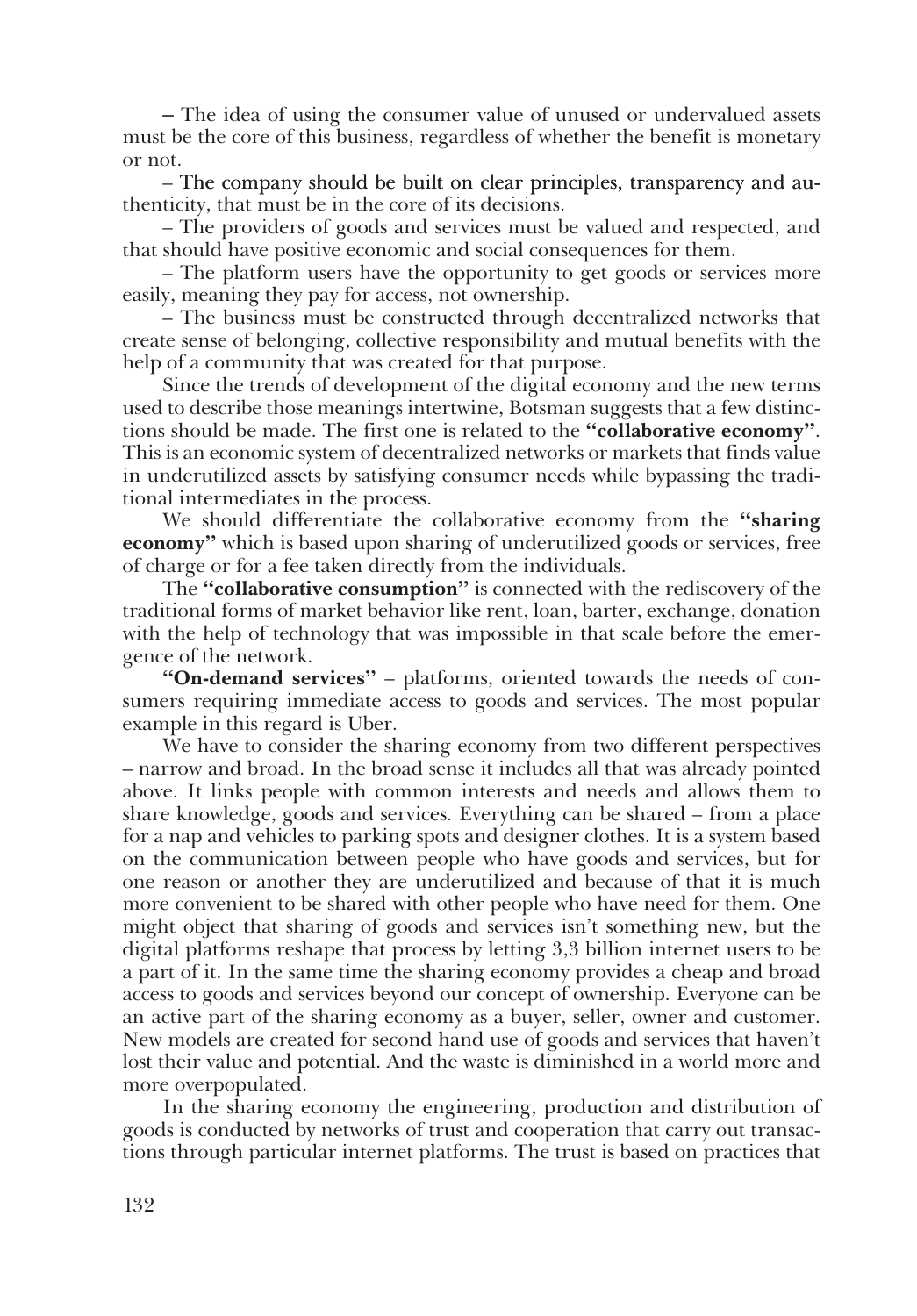– The idea of using the consumer value of unused or undervalued assets must be the core of this business, regardless of whether the benefit is monetary or not.

– The company should be built on clear principles, transparency and authenticity, that must be in the core of its decisions.

– The providers of goods and services must be valued and respected, and that should have positive economic and social consequences for them.

– The platform users have the opportunity to get goods or services more easily, meaning they pay for access, not ownership.

– The business must be constructed through decentralized networks that create sense of belonging, collective responsibility and mutual benefits with the help of a community that was created for that purpose.

Since the trends of development of the digital economy and the new terms used to describe those meanings intertwine, Botsman suggests that a few distinctions should be made. The first one is related to the **"collaborative economy"**. This is an economic system of decentralized networks or markets that finds value in underutilized assets by satisfying consumer needs while bypassing the traditional intermediates in the process.

We should differentiate the collaborative economy from the **"sharing economy"** which is based upon sharing of underutilized goods or services, free of charge or for a fee taken directly from the individuals.

The **"collaborative consumption"** is connected with the rediscovery of the traditional forms of market behavior like rent, loan, barter, exchange, donation with the help of technology that was impossible in that scale before the emergence of the network.

**"On-demand services"** – platforms, oriented towards the needs of consumers requiring immediate access to goods and services. The most popular example in this regard is Uber.

We have to consider the sharing economy from two different perspectives – narrow and broad. In the broad sense it includes all that was already pointed above. It links people with common interests and needs and allows them to share knowledge, goods and services. Everything can be shared – from a place for a nap and vehicles to parking spots and designer clothes. It is a system based on the communication between people who have goods and services, but for one reason or another they are underutilized and because of that it is much more convenient to be shared with other people who have need for them. One might object that sharing of goods and services isn't something new, but the digital platforms reshape that process by letting 3,3 billion internet users to be a part of it. In the same time the sharing economy provides a cheap and broad access to goods and services beyond our concept of ownership. Everyone can be an active part of the sharing economy as a buyer, seller, owner and customer. New models are created for second hand use of goods and services that haven't lost their value and potential. And the waste is diminished in a world more and more overpopulated.

In the sharing economy the engineering, production and distribution of goods is conducted by networks of trust and cooperation that carry out transactions through particular internet platforms. The trust is based on practices that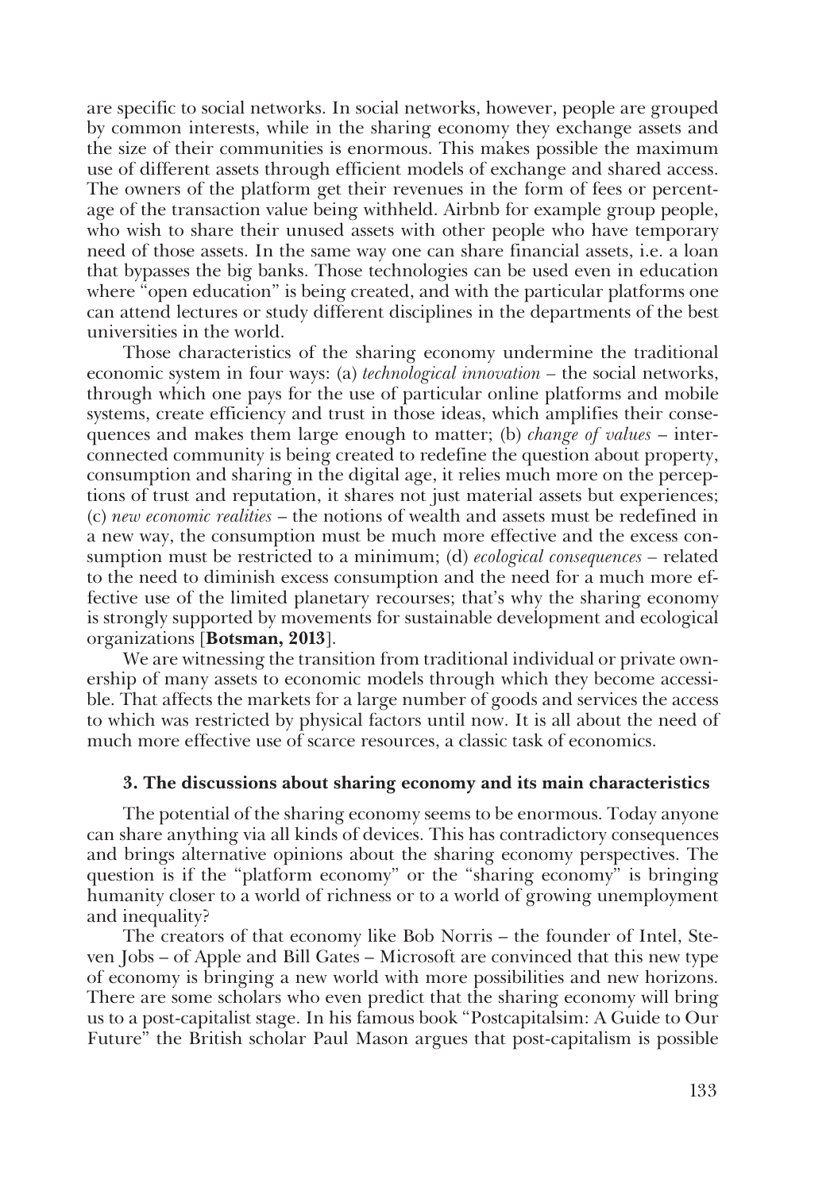are specific to social networks. In social networks, however, people are grouped by common interests, while in the sharing economy they exchange assets and the size of their communities is enormous. This makes possible the maximum use of different assets through efficient models of exchange and shared access. The owners of the platform get their revenues in the form of fees or percentage of the transaction value being withheld. Airbnb for example group people, who wish to share their unused assets with other people who have temporary need of those assets. In the same way one can share financial assets, i.e. a loan that bypasses the big banks. Those technologies can be used even in education where "open education" is being created, and with the particular platforms one can attend lectures or study different disciplines in the departments of the best universities in the world.

Those characteristics of the sharing economy undermine the traditional economic system in four ways: (a) *technological innovation* – the social networks, through which one pays for the use of particular online platforms and mobile systems, create efficiency and trust in those ideas, which amplifies their consequences and makes them large enough to matter; (b) *change of values* – interconnected community is being created to redefine the question about property, consumption and sharing in the digital age, it relies much more on the perceptions of trust and reputation, it shares not just material assets but experiences; (c) *new economic realities* – the notions of wealth and assets must be redefined in a new way, the consumption must be much more effective and the excess consumption must be restricted to a minimum; (d) *ecological consequences* – related to the need to diminish excess consumption and the need for a much more effective use of the limited planetary recourses; that's why the sharing economy is strongly supported by movements for sustainable development and ecological organizations [**Botsman, 2013**].

We are witnessing the transition from traditional individual or private ownership of many assets to economic models through which they become accessible. That affects the markets for a large number of goods and services the access to which was restricted by physical factors until now. It is all about the need of much more effective use of scarce resources, a classic task of economics.

### 3. The discussions about sharing economy and its main characteristics

The potential of the sharing economy seems to be enormous. Today anyone can share anything via all kinds of devices. This has contradictory consequences and brings alternative opinions about the sharing economy perspectives. The question is if the "platform economy" or the "sharing economy" is bringing humanity closer to a world of richness or to a world of growing unemployment and inequality?

The creators of that economy like Bob Norris – the founder of Intel, Steven Jobs – of Apple and Bill Gates – Microsoft are convinced that this new type of economy is bringing a new world with more possibilities and new horizons. There are some scholars who even predict that the sharing economy will bring us to a post-capitalist stage. In his famous book "Postcapitalsim: A Guide to Our Future" the British scholar Paul Mason argues that post-capitalism is possible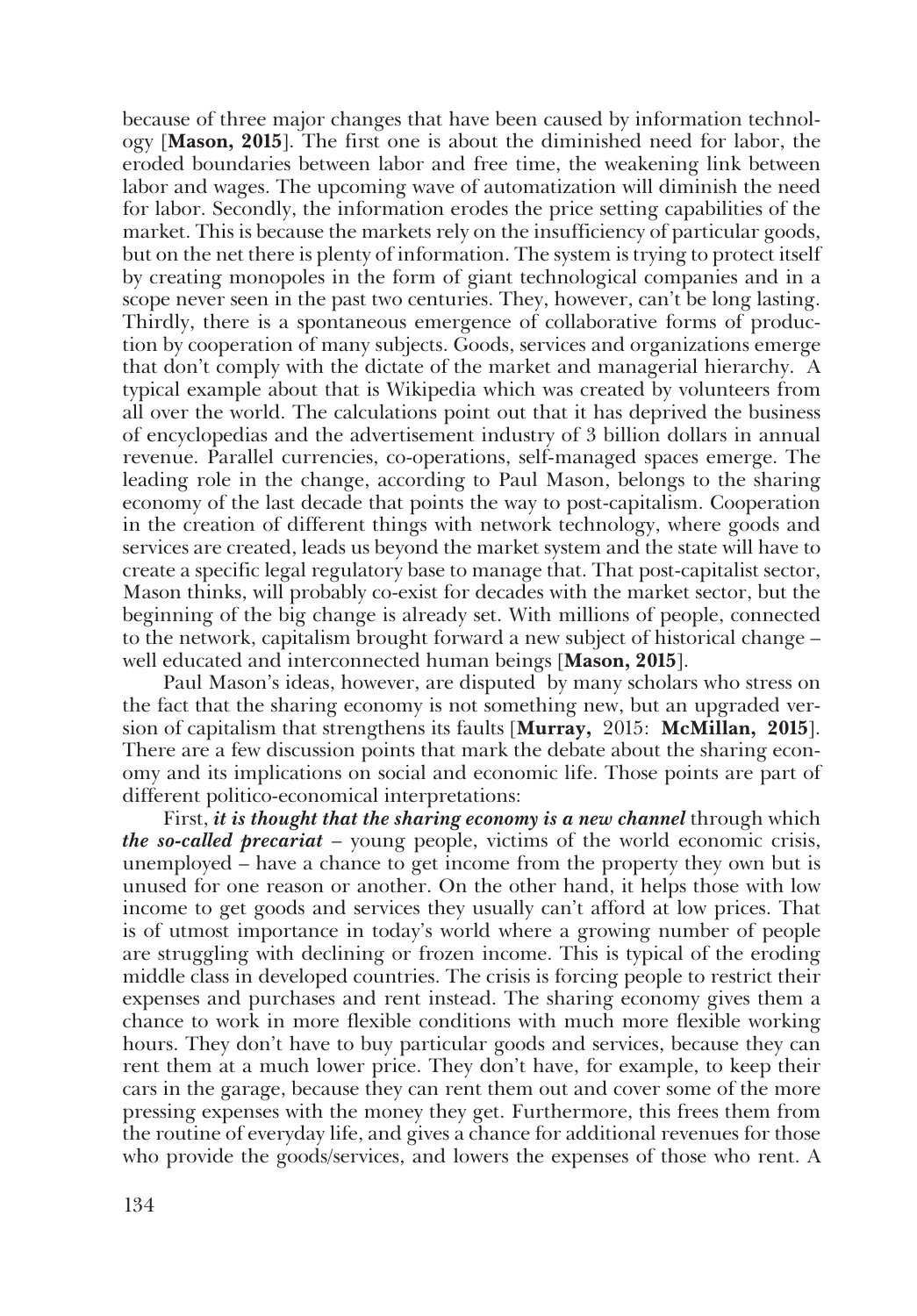because of three major changes that have been caused by information technology [**Mason, 2015**]. The first one is about the diminished need for labor, the eroded boundaries between labor and free time, the weakening link between labor and wages. The upcoming wave of automatization will diminish the need for labor. Secondly, the information erodes the price setting capabilities of the market. This is because the markets rely on the insufficiency of particular goods, but on the net there is plenty of information. The system is trying to protect itself by creating monopoles in the form of giant technological companies and in a scope never seen in the past two centuries. They, however, can't be long lasting. Thirdly, there is a spontaneous emergence of collaborative forms of production by cooperation of many subjects. Goods, services and organizations emerge that don't comply with the dictate of the market and managerial hierarchy. A typical example about that is Wikipedia which was created by volunteers from all over the world. The calculations point out that it has deprived the business of encyclopedias and the advertisement industry of 3 billion dollars in annual revenue. Parallel currencies, co-operations, self-managed spaces emerge. The leading role in the change, according to Paul Mason, belongs to the sharing economy of the last decade that points the way to post-capitalism. Cooperation in the creation of different things with network technology, where goods and services are created, leads us beyond the market system and the state will have to create a specific legal regulatory base to manage that. That post-capitalist sector, Mason thinks, will probably co-exist for decades with the market sector, but the beginning of the big change is already set. With millions of people, connected to the network, capitalism brought forward a new subject of historical change – well educated and interconnected human beings [**Mason, 2015**].

Paul Mason's ideas, however, are disputed by many scholars who stress on the fact that the sharing economy is not something new, but an upgraded version of capitalism that strengthens its faults [**Murray,** 2015: **McMillan, 2015**]. There are a few discussion points that mark the debate about the sharing economy and its implications on social and economic life. Those points are part of different politico-economical interpretations:

First, ***it is thought that the sharing economy is a new channel*** through which ***the so-called precariat*** – young people, victims of the world economic crisis, unemployed – have a chance to get income from the property they own but is unused for one reason or another. On the other hand, it helps those with low income to get goods and services they usually can't afford at low prices. That is of utmost importance in today's world where a growing number of people are struggling with declining or frozen income. This is typical of the eroding middle class in developed countries. The crisis is forcing people to restrict their expenses and purchases and rent instead. The sharing economy gives them a chance to work in more flexible conditions with much more flexible working hours. They don't have to buy particular goods and services, because they can rent them at a much lower price. They don't have, for example, to keep their cars in the garage, because they can rent them out and cover some of the more pressing expenses with the money they get. Furthermore, this frees them from the routine of everyday life, and gives a chance for additional revenues for those who provide the goods/services, and lowers the expenses of those who rent. A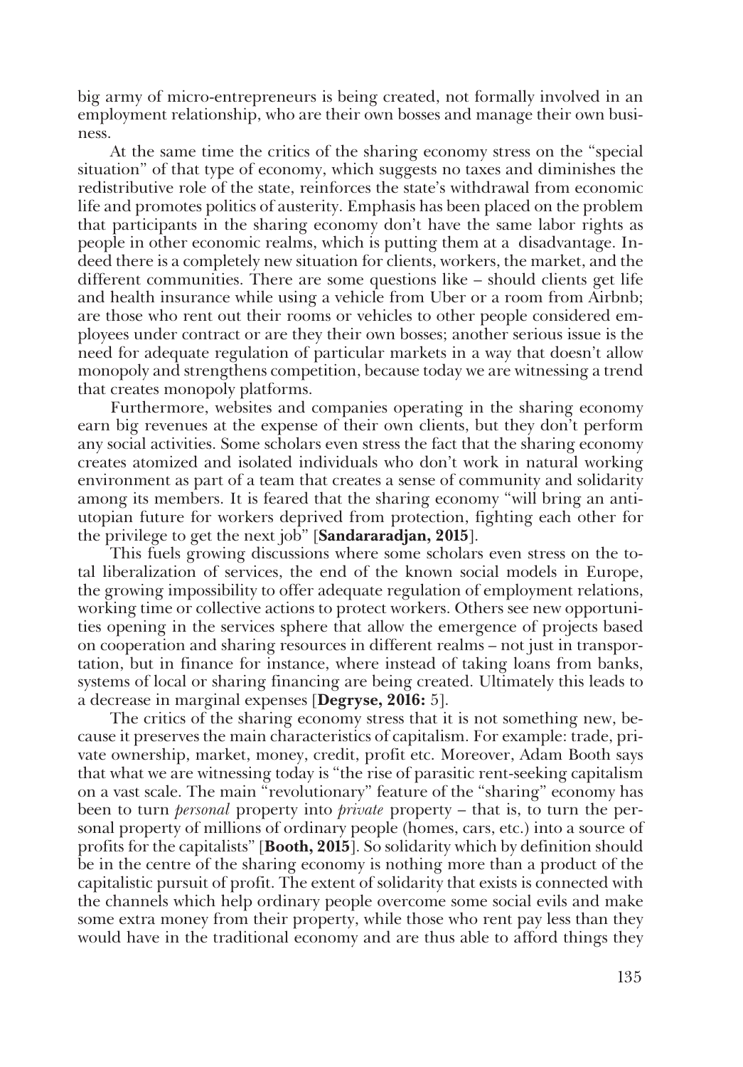big army of micro-entrepreneurs is being created, not formally involved in an employment relationship, who are their own bosses and manage their own business.

At the same time the critics of the sharing economy stress on the "special situation" of that type of economy, which suggests no taxes and diminishes the redistributive role of the state, reinforces the state's withdrawal from economic life and promotes politics of austerity. Emphasis has been placed on the problem that participants in the sharing economy don't have the same labor rights as people in other economic realms, which is putting them at a disadvantage. Indeed there is a completely new situation for clients, workers, the market, and the different communities. There are some questions like – should clients get life and health insurance while using a vehicle from Uber or a room from Airbnb; are those who rent out their rooms or vehicles to other people considered employees under contract or are they their own bosses; another serious issue is the need for adequate regulation of particular markets in a way that doesn't allow monopoly and strengthens competition, because today we are witnessing a trend that creates monopoly platforms.

Furthermore, websites and companies operating in the sharing economy earn big revenues at the expense of their own clients, but they don't perform any social activities. Some scholars even stress the fact that the sharing economy creates atomized and isolated individuals who don't work in natural working environment as part of a team that creates a sense of community and solidarity among its members. It is feared that the sharing economy "will bring an anti-utopian future for workers deprived from protection, fighting each other for the privilege to get the next job" [**Sandararadjan, 2015**].

This fuels growing discussions where some scholars even stress on the total liberalization of services, the end of the known social models in Europe, the growing impossibility to offer adequate regulation of employment relations, working time or collective actions to protect workers. Others see new opportunities opening in the services sphere that allow the emergence of projects based on cooperation and sharing resources in different realms – not just in transportation, but in finance for instance, where instead of taking loans from banks, systems of local or sharing financing are being created. Ultimately this leads to a decrease in marginal expenses [**Degryse, 2016:** 5].

The critics of the sharing economy stress that it is not something new, because it preserves the main characteristics of capitalism. For example: trade, private ownership, market, money, credit, profit etc. Moreover, Adam Booth says that what we are witnessing today is "the rise of parasitic rent-seeking capitalism on a vast scale. The main "revolutionary" feature of the "sharing" economy has been to turn *personal* property into *private* property – that is, to turn the personal property of millions of ordinary people (homes, cars, etc.) into a source of profits for the capitalists" [**Booth, 2015**]. So solidarity which by definition should be in the centre of the sharing economy is nothing more than a product of the capitalistic pursuit of profit. The extent of solidarity that exists is connected with the channels which help ordinary people overcome some social evils and make some extra money from their property, while those who rent pay less than they would have in the traditional economy and are thus able to afford things they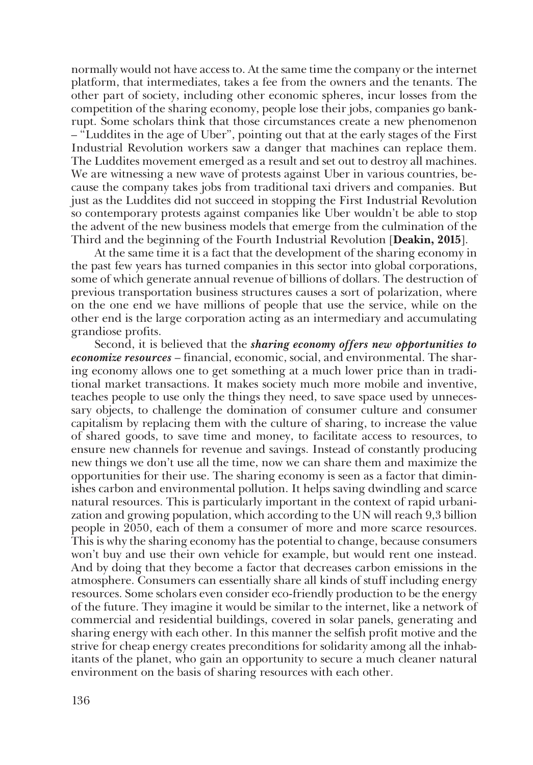normally would not have access to. At the same time the company or the internet platform, that intermediates, takes a fee from the owners and the tenants. The other part of society, including other economic spheres, incur losses from the competition of the sharing economy, people lose their jobs, companies go bankrupt. Some scholars think that those circumstances create a new phenomenon – "Luddites in the age of Uber", pointing out that at the early stages of the First Industrial Revolution workers saw a danger that machines can replace them. The Luddites movement emerged as a result and set out to destroy all machines. We are witnessing a new wave of protests against Uber in various countries, because the company takes jobs from traditional taxi drivers and companies. But just as the Luddites did not succeed in stopping the First Industrial Revolution so contemporary protests against companies like Uber wouldn't be able to stop the advent of the new business models that emerge from the culmination of the Third and the beginning of the Fourth Industrial Revolution [**Deakin, 2015**].

At the same time it is a fact that the development of the sharing economy in the past few years has turned companies in this sector into global corporations, some of which generate annual revenue of billions of dollars. The destruction of previous transportation business structures causes a sort of polarization, where on the one end we have millions of people that use the service, while on the other end is the large corporation acting as an intermediary and accumulating grandiose profits.

Second, it is believed that the ***sharing economy offers new opportunities to economize resources*** – financial, economic, social, and environmental. The sharing economy allows one to get something at a much lower price than in traditional market transactions. It makes society much more mobile and inventive, teaches people to use only the things they need, to save space used by unnecessary objects, to challenge the domination of consumer culture and consumer capitalism by replacing them with the culture of sharing, to increase the value of shared goods, to save time and money, to facilitate access to resources, to ensure new channels for revenue and savings. Instead of constantly producing new things we don't use all the time, now we can share them and maximize the opportunities for their use. The sharing economy is seen as a factor that diminishes carbon and environmental pollution. It helps saving dwindling and scarce natural resources. This is particularly important in the context of rapid urbanization and growing population, which according to the UN will reach 9,3 billion people in 2050, each of them a consumer of more and more scarce resources. This is why the sharing economy has the potential to change, because consumers won't buy and use their own vehicle for example, but would rent one instead. And by doing that they become a factor that decreases carbon emissions in the atmosphere. Consumers can essentially share all kinds of stuff including energy resources. Some scholars even consider eco-friendly production to be the energy of the future. They imagine it would be similar to the internet, like a network of commercial and residential buildings, covered in solar panels, generating and sharing energy with each other. In this manner the selfish profit motive and the strive for cheap energy creates preconditions for solidarity among all the inhabitants of the planet, who gain an opportunity to secure a much cleaner natural environment on the basis of sharing resources with each other.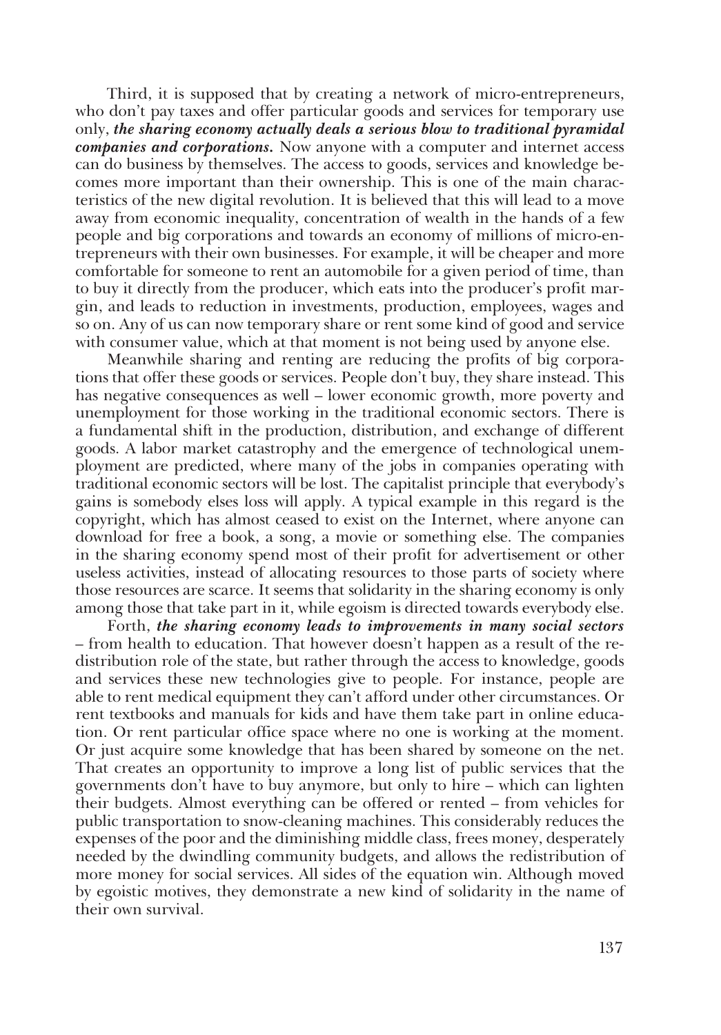Third, it is supposed that by creating a network of micro-entrepreneurs, who don't pay taxes and offer particular goods and services for temporary use only, ***the sharing economy actually deals a serious blow to traditional pyramidal companies and corporations.*** Now anyone with a computer and internet access can do business by themselves. The access to goods, services and knowledge becomes more important than their ownership. This is one of the main characteristics of the new digital revolution. It is believed that this will lead to a move away from economic inequality, concentration of wealth in the hands of a few people and big corporations and towards an economy of millions of micro-entrepreneurs with their own businesses. For example, it will be cheaper and more comfortable for someone to rent an automobile for a given period of time, than to buy it directly from the producer, which eats into the producer's profit margin, and leads to reduction in investments, production, employees, wages and so on. Any of us can now temporary share or rent some kind of good and service with consumer value, which at that moment is not being used by anyone else.

Meanwhile sharing and renting are reducing the profits of big corporations that offer these goods or services. People don't buy, they share instead. This has negative consequences as well – lower economic growth, more poverty and unemployment for those working in the traditional economic sectors. There is a fundamental shift in the production, distribution, and exchange of different goods. A labor market catastrophy and the emergence of technological unemployment are predicted, where many of the jobs in companies operating with traditional economic sectors will be lost. The capitalist principle that everybody's gains is somebody elses loss will apply. A typical example in this regard is the copyright, which has almost ceased to exist on the Internet, where anyone can download for free a book, a song, a movie or something else. The companies in the sharing economy spend most of their profit for advertisement or other useless activities, instead of allocating resources to those parts of society where those resources are scarce. It seems that solidarity in the sharing economy is only among those that take part in it, while egoism is directed towards everybody else.

Forth, ***the sharing economy leads to improvements in many social sectors*** – from health to education. That however doesn't happen as a result of the redistribution role of the state, but rather through the access to knowledge, goods and services these new technologies give to people. For instance, people are able to rent medical equipment they can't afford under other circumstances. Or rent textbooks and manuals for kids and have them take part in online education. Or rent particular office space where no one is working at the moment. Or just acquire some knowledge that has been shared by someone on the net. That creates an opportunity to improve a long list of public services that the governments don't have to buy anymore, but only to hire – which can lighten their budgets. Almost everything can be offered or rented – from vehicles for public transportation to snow-cleaning machines. This considerably reduces the expenses of the poor and the diminishing middle class, frees money, desperately needed by the dwindling community budgets, and allows the redistribution of more money for social services. All sides of the equation win. Although moved by egoistic motives, they demonstrate a new kind of solidarity in the name of their own survival.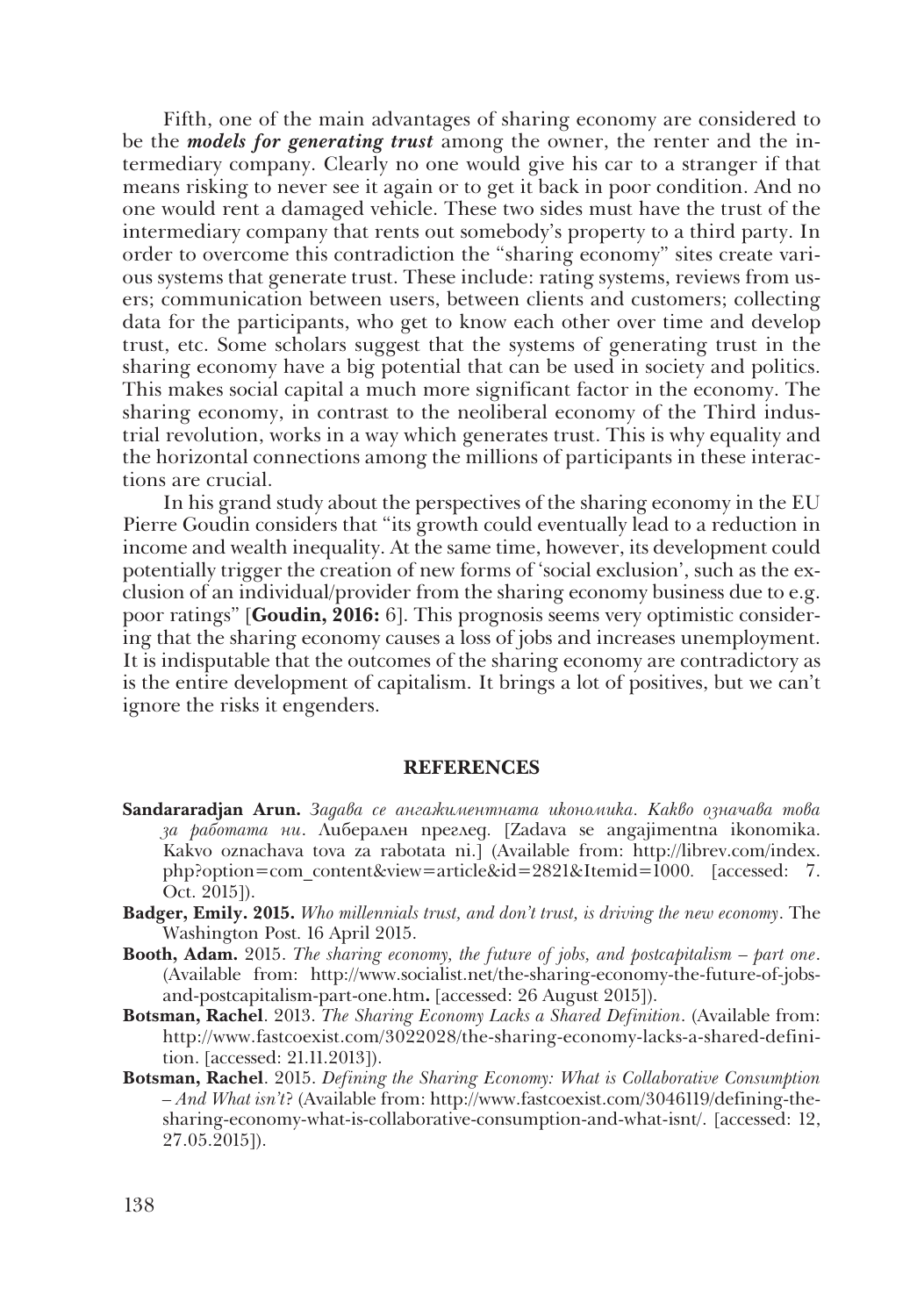Fifth, one of the main advantages of sharing economy are considered to be the ***models for generating trust*** among the owner, the renter and the intermediary company. Clearly no one would give his car to a stranger if that means risking to never see it again or to get it back in poor condition. And no one would rent a damaged vehicle. These two sides must have the trust of the intermediary company that rents out somebody's property to a third party. In order to overcome this contradiction the "sharing economy" sites create various systems that generate trust. These include: rating systems, reviews from users; communication between users, between clients and customers; collecting data for the participants, who get to know each other over time and develop trust, etc. Some scholars suggest that the systems of generating trust in the sharing economy have a big potential that can be used in society and politics. This makes social capital a much more significant factor in the economy. The sharing economy, in contrast to the neoliberal economy of the Third industrial revolution, works in a way which generates trust. This is why equality and the horizontal connections among the millions of participants in these interactions are crucial.

In his grand study about the perspectives of the sharing economy in the EU Pierre Goudin considers that "its growth could eventually lead to a reduction in income and wealth inequality. At the same time, however, its development could potentially trigger the creation of new forms of 'social exclusion', such as the exclusion of an individual/provider from the sharing economy business due to e.g. poor ratings" [**Goudin, 2016:** 6]. This prognosis seems very optimistic considering that the sharing economy causes a loss of jobs and increases unemployment. It is indisputable that the outcomes of the sharing economy are contradictory as is the entire development of capitalism. It brings a lot of positives, but we can't ignore the risks it engenders.

## REFERENCES

**Sandararadjan Arun.** *Задава се ангажиментната икономика. Какво означава това за работата ни*. Либерален преглед. [Zadava se angajimentna ikonomika. Kakvo oznachava tova za rabotata ni.] (Available from: http://librev.com/index.php?option=com_content&view=article&id=2821&Itemid=1000. [accessed: 7. Oct. 2015]).

**Badger, Emily. 2015.** *Who millennials trust, and don't trust, is driving the new economy*. The Washington Post. 16 April 2015.

**Booth, Adam.** 2015. *The sharing economy, the future of jobs, and postcapitalism – part one*. (Available from: http://www.socialist.net/the-sharing-economy-the-future-of-jobs-and-postcapitalism-part-one.htm**.** [accessed: 26 August 2015]).

**Botsman, Rachel**. 2013. *The Sharing Economy Lacks a Shared Definition*. (Available from: http://www.fastcoexist.com/3022028/the-sharing-economy-lacks-a-shared-definition. [accessed: 21.11.2013]).

**Botsman, Rachel**. 2015. *Defining the Sharing Economy: What is Collaborative Consumption – And What isn't*? (Available from: http://www.fastcoexist.com/3046119/defining-the-sharing-economy-what-is-collaborative-consumption-and-what-isnt/. [accessed: 12, 27.05.2015]).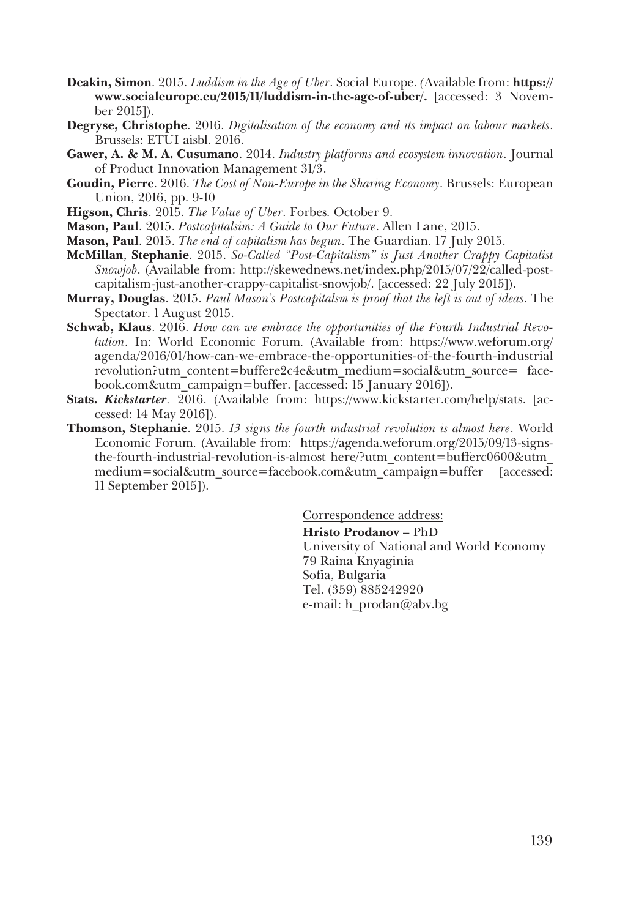**Deakin, Simon**. 2015. *Luddism in the Age of Uber*. Social Europe. (Available from: **https://www.socialeurope.eu/2015/11/luddism-in-the-age-of-uber/.** [accessed: 3 November 2015]).

**Degryse, Christophe**. 2016. *Digitalisation of the economy and its impact on labour markets*. Brussels: ETUI aisbl. 2016.

**Gawer, A. & M. A. Cusumano**. 2014. *Industry platforms and ecosystem innovation*. Journal of Product Innovation Management 31/3.

**Goudin, Pierre**. 2016. *The Cost of Non-Europe in the Sharing Economy*. Brussels: European Union, 2016, pp. 9-10

**Higson, Chris**. 2015. *The Value of Uber*. Forbes. October 9.

**Mason, Paul**. 2015. *Postcapitalsim: A Guide to Our Future*. Allen Lane, 2015.

**Mason, Paul**. 2015. *The end of capitalism has begun*. The Guardian. 17 July 2015.

**McMillan**, **Stephanie**. 2015. *So-Called "Post-Capitalism" is Just Another Crappy Capitalist Snowjob*. (Available from: http://skewednews.net/index.php/2015/07/22/called-post-capitalism-just-another-crappy-capitalist-snowjob/. [accessed: 22 July 2015]).

**Murray, Douglas**. 2015. *Paul Mason's Postcapitalsm is proof that the left is out of ideas*. The Spectator. 1 August 2015.

**Schwab, Klaus**. 2016. *How can we embrace the opportunities of the Fourth Industrial Revolution*. In: World Economic Forum. (Available from: https://www.weforum.org/agenda/2016/01/how-can-we-embrace-the-opportunities-of-the-fourth-industrial revolution?utm_content=buffere2c4e&utm_medium=social&utm_source= facebook.com&utm_campaign=buffer. [accessed: 15 January 2016]).

**Stats.** ***Kickstarter***. 2016. (Available from: https://www.kickstarter.com/help/stats. [accessed: 14 May 2016]).

**Thomson, Stephanie**. 2015. *13 signs the fourth industrial revolution is almost here*. World Economic Forum. (Available from: https://agenda.weforum.org/2015/09/13-signs-the-fourth-industrial-revolution-is-almost here/?utm_content=bufferc0600&utm_medium=social&utm_source=facebook.com&utm_campaign=buffer [accessed: 11 September 2015]).

Correspondence address:

**Hristo Prodanov** – PhD
University of National and World Economy
79 Raina Knyaginia
Sofia, Bulgaria
Tel. (359) 885242920
e-mail: h_prodan@abv.bg